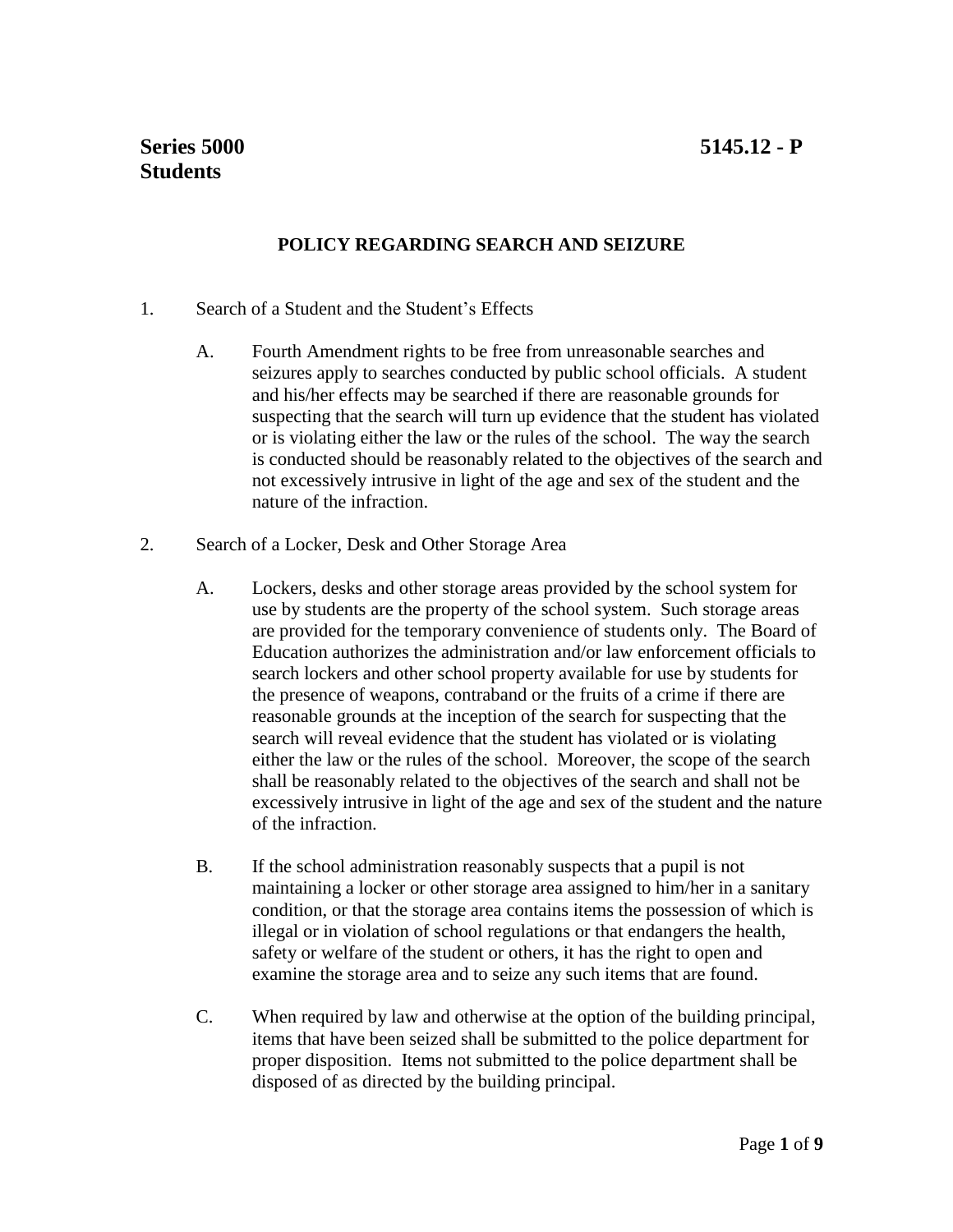**Series 5000** **5145.12 - P**
**Students**

## POLICY REGARDING SEARCH AND SEIZURE

1. Search of a Student and the Student's Effects

   A. Fourth Amendment rights to be free from unreasonable searches and seizures apply to searches conducted by public school officials. A student and his/her effects may be searched if there are reasonable grounds for suspecting that the search will turn up evidence that the student has violated or is violating either the law or the rules of the school. The way the search is conducted should be reasonably related to the objectives of the search and not excessively intrusive in light of the age and sex of the student and the nature of the infraction.

2. Search of a Locker, Desk and Other Storage Area

   A. Lockers, desks and other storage areas provided by the school system for use by students are the property of the school system. Such storage areas are provided for the temporary convenience of students only. The Board of Education authorizes the administration and/or law enforcement officials to search lockers and other school property available for use by students for the presence of weapons, contraband or the fruits of a crime if there are reasonable grounds at the inception of the search for suspecting that the search will reveal evidence that the student has violated or is violating either the law or the rules of the school. Moreover, the scope of the search shall be reasonably related to the objectives of the search and shall not be excessively intrusive in light of the age and sex of the student and the nature of the infraction.

   B. If the school administration reasonably suspects that a pupil is not maintaining a locker or other storage area assigned to him/her in a sanitary condition, or that the storage area contains items the possession of which is illegal or in violation of school regulations or that endangers the health, safety or welfare of the student or others, it has the right to open and examine the storage area and to seize any such items that are found.

   C. When required by law and otherwise at the option of the building principal, items that have been seized shall be submitted to the police department for proper disposition. Items not submitted to the police department shall be disposed of as directed by the building principal.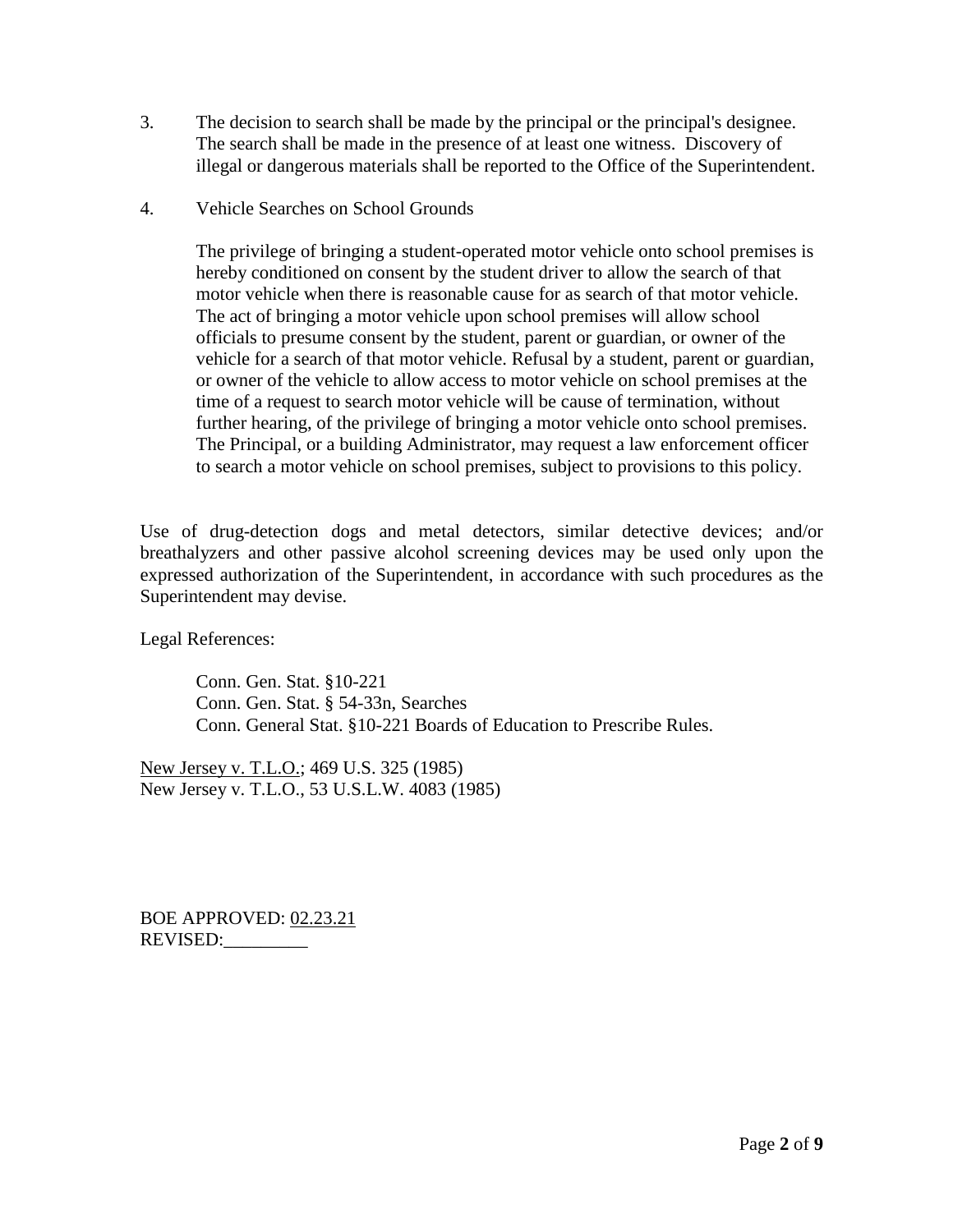3. The decision to search shall be made by the principal or the principal's designee. The search shall be made in the presence of at least one witness. Discovery of illegal or dangerous materials shall be reported to the Office of the Superintendent.

4. Vehicle Searches on School Grounds

   The privilege of bringing a student-operated motor vehicle onto school premises is hereby conditioned on consent by the student driver to allow the search of that motor vehicle when there is reasonable cause for as search of that motor vehicle. The act of bringing a motor vehicle upon school premises will allow school officials to presume consent by the student, parent or guardian, or owner of the vehicle for a search of that motor vehicle. Refusal by a student, parent or guardian, or owner of the vehicle to allow access to motor vehicle on school premises at the time of a request to search motor vehicle will be cause of termination, without further hearing, of the privilege of bringing a motor vehicle onto school premises. The Principal, or a building Administrator, may request a law enforcement officer to search a motor vehicle on school premises, subject to provisions to this policy.

Use of drug-detection dogs and metal detectors, similar detective devices; and/or breathalyzers and other passive alcohol screening devices may be used only upon the expressed authorization of the Superintendent, in accordance with such procedures as the Superintendent may devise.

Legal References:

Conn. Gen. Stat. §10-221
Conn. Gen. Stat. § 54-33n, Searches
Conn. General Stat. §10-221 Boards of Education to Prescribe Rules.

New Jersey v. T.L.O.; 469 U.S. 325 (1985)
New Jersey v. T.L.O., 53 U.S.L.W. 4083 (1985)

BOE APPROVED: 02.23.21
REVISED:_________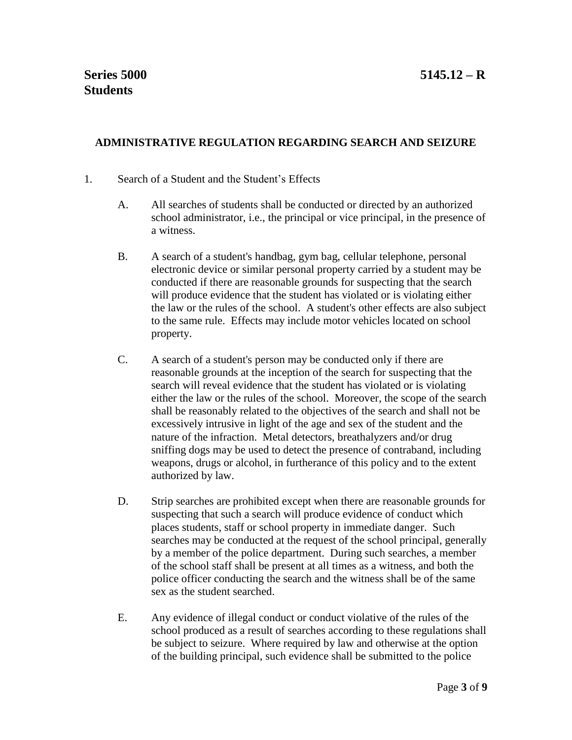**Series 5000** **5145.12 – R**
**Students**

## ADMINISTRATIVE REGULATION REGARDING SEARCH AND SEIZURE

1. Search of a Student and the Student's Effects

   A. All searches of students shall be conducted or directed by an authorized school administrator, i.e., the principal or vice principal, in the presence of a witness.

   B. A search of a student's handbag, gym bag, cellular telephone, personal electronic device or similar personal property carried by a student may be conducted if there are reasonable grounds for suspecting that the search will produce evidence that the student has violated or is violating either the law or the rules of the school. A student's other effects are also subject to the same rule. Effects may include motor vehicles located on school property.

   C. A search of a student's person may be conducted only if there are reasonable grounds at the inception of the search for suspecting that the search will reveal evidence that the student has violated or is violating either the law or the rules of the school. Moreover, the scope of the search shall be reasonably related to the objectives of the search and shall not be excessively intrusive in light of the age and sex of the student and the nature of the infraction. Metal detectors, breathalyzers and/or drug sniffing dogs may be used to detect the presence of contraband, including weapons, drugs or alcohol, in furtherance of this policy and to the extent authorized by law.

   D. Strip searches are prohibited except when there are reasonable grounds for suspecting that such a search will produce evidence of conduct which places students, staff or school property in immediate danger. Such searches may be conducted at the request of the school principal, generally by a member of the police department. During such searches, a member of the school staff shall be present at all times as a witness, and both the police officer conducting the search and the witness shall be of the same sex as the student searched.

   E. Any evidence of illegal conduct or conduct violative of the rules of the school produced as a result of searches according to these regulations shall be subject to seizure. Where required by law and otherwise at the option of the building principal, such evidence shall be submitted to the police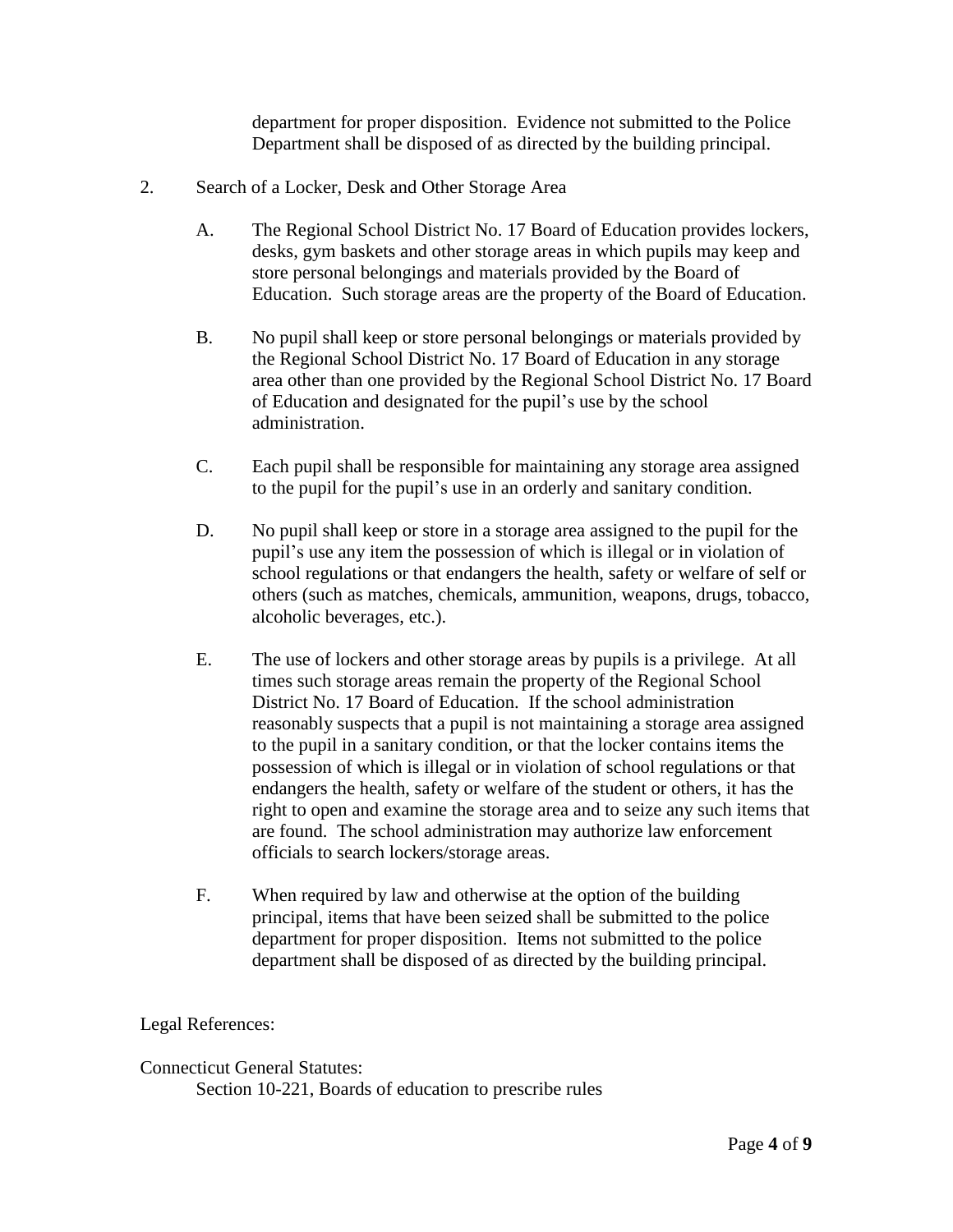department for proper disposition. Evidence not submitted to the Police Department shall be disposed of as directed by the building principal.

2. Search of a Locker, Desk and Other Storage Area

   A. The Regional School District No. 17 Board of Education provides lockers, desks, gym baskets and other storage areas in which pupils may keep and store personal belongings and materials provided by the Board of Education. Such storage areas are the property of the Board of Education.

   B. No pupil shall keep or store personal belongings or materials provided by the Regional School District No. 17 Board of Education in any storage area other than one provided by the Regional School District No. 17 Board of Education and designated for the pupil's use by the school administration.

   C. Each pupil shall be responsible for maintaining any storage area assigned to the pupil for the pupil's use in an orderly and sanitary condition.

   D. No pupil shall keep or store in a storage area assigned to the pupil for the pupil's use any item the possession of which is illegal or in violation of school regulations or that endangers the health, safety or welfare of self or others (such as matches, chemicals, ammunition, weapons, drugs, tobacco, alcoholic beverages, etc.).

   E. The use of lockers and other storage areas by pupils is a privilege. At all times such storage areas remain the property of the Regional School District No. 17 Board of Education. If the school administration reasonably suspects that a pupil is not maintaining a storage area assigned to the pupil in a sanitary condition, or that the locker contains items the possession of which is illegal or in violation of school regulations or that endangers the health, safety or welfare of the student or others, it has the right to open and examine the storage area and to seize any such items that are found. The school administration may authorize law enforcement officials to search lockers/storage areas.

   F. When required by law and otherwise at the option of the building principal, items that have been seized shall be submitted to the police department for proper disposition. Items not submitted to the police department shall be disposed of as directed by the building principal.

Legal References:

Connecticut General Statutes:

Section 10-221, Boards of education to prescribe rules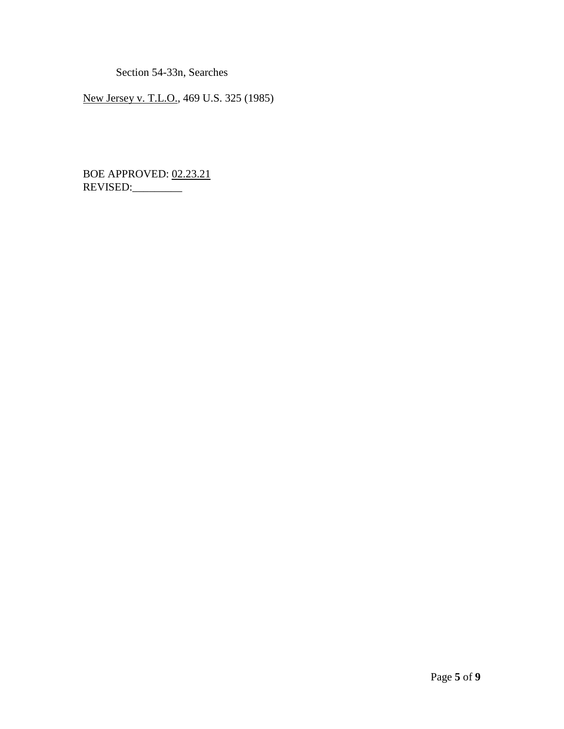Section 54-33n, Searches

New Jersey v. T.L.O., 469 U.S. 325 (1985)

BOE APPROVED: 02.23.21
REVISED:_________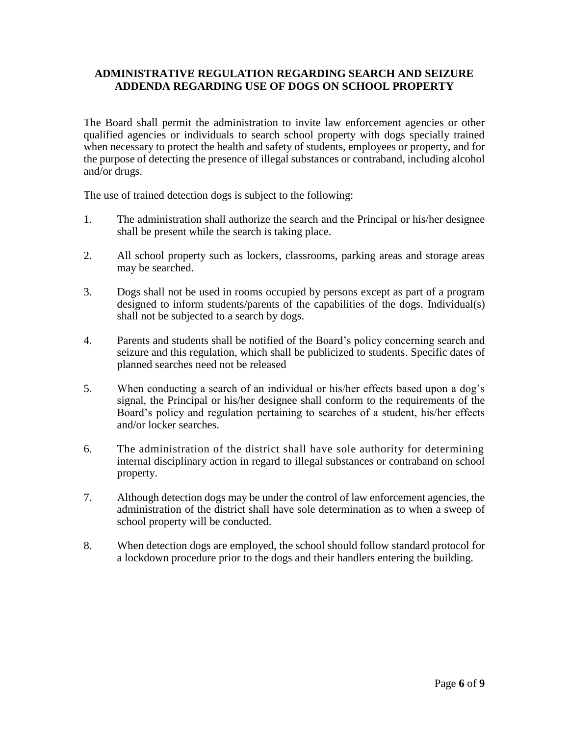**ADMINISTRATIVE REGULATION REGARDING SEARCH AND SEIZURE ADDENDA REGARDING USE OF DOGS ON SCHOOL PROPERTY**

The Board shall permit the administration to invite law enforcement agencies or other qualified agencies or individuals to search school property with dogs specially trained when necessary to protect the health and safety of students, employees or property, and for the purpose of detecting the presence of illegal substances or contraband, including alcohol and/or drugs.

The use of trained detection dogs is subject to the following:

1. The administration shall authorize the search and the Principal or his/her designee shall be present while the search is taking place.

2. All school property such as lockers, classrooms, parking areas and storage areas may be searched.

3. Dogs shall not be used in rooms occupied by persons except as part of a program designed to inform students/parents of the capabilities of the dogs. Individual(s) shall not be subjected to a search by dogs.

4. Parents and students shall be notified of the Board's policy concerning search and seizure and this regulation, which shall be publicized to students. Specific dates of planned searches need not be released

5. When conducting a search of an individual or his/her effects based upon a dog's signal, the Principal or his/her designee shall conform to the requirements of the Board's policy and regulation pertaining to searches of a student, his/her effects and/or locker searches.

6. The administration of the district shall have sole authority for determining internal disciplinary action in regard to illegal substances or contraband on school property.

7. Although detection dogs may be under the control of law enforcement agencies, the administration of the district shall have sole determination as to when a sweep of school property will be conducted.

8. When detection dogs are employed, the school should follow standard protocol for a lockdown procedure prior to the dogs and their handlers entering the building.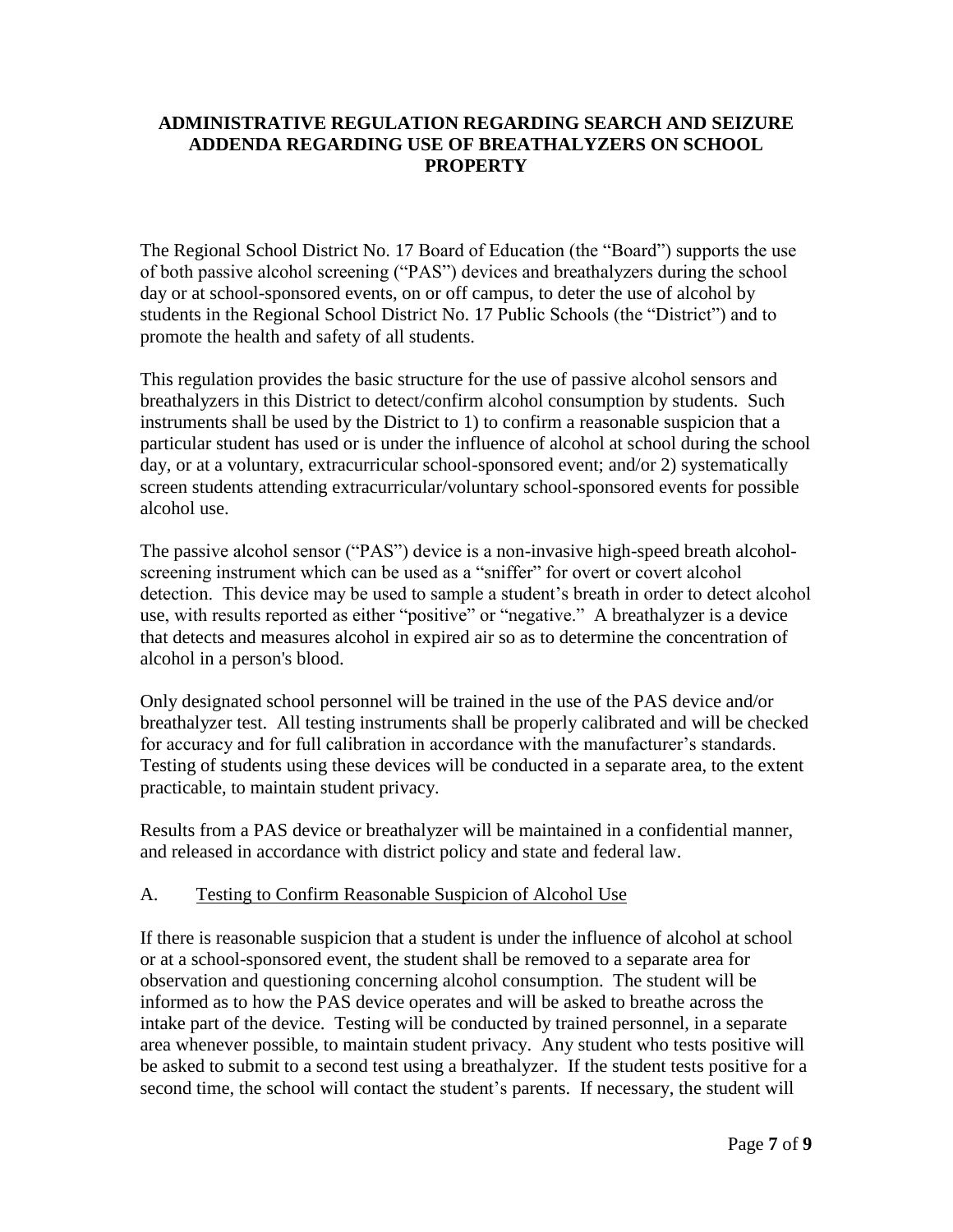**ADMINISTRATIVE REGULATION REGARDING SEARCH AND SEIZURE ADDENDA REGARDING USE OF BREATHALYZERS ON SCHOOL PROPERTY**

The Regional School District No. 17 Board of Education (the "Board") supports the use of both passive alcohol screening ("PAS") devices and breathalyzers during the school day or at school-sponsored events, on or off campus, to deter the use of alcohol by students in the Regional School District No. 17 Public Schools (the "District") and to promote the health and safety of all students.

This regulation provides the basic structure for the use of passive alcohol sensors and breathalyzers in this District to detect/confirm alcohol consumption by students. Such instruments shall be used by the District to 1) to confirm a reasonable suspicion that a particular student has used or is under the influence of alcohol at school during the school day, or at a voluntary, extracurricular school-sponsored event; and/or 2) systematically screen students attending extracurricular/voluntary school-sponsored events for possible alcohol use.

The passive alcohol sensor ("PAS") device is a non-invasive high-speed breath alcohol-screening instrument which can be used as a "sniffer" for overt or covert alcohol detection. This device may be used to sample a student's breath in order to detect alcohol use, with results reported as either "positive" or "negative." A breathalyzer is a device that detects and measures alcohol in expired air so as to determine the concentration of alcohol in a person's blood.

Only designated school personnel will be trained in the use of the PAS device and/or breathalyzer test. All testing instruments shall be properly calibrated and will be checked for accuracy and for full calibration in accordance with the manufacturer's standards. Testing of students using these devices will be conducted in a separate area, to the extent practicable, to maintain student privacy.

Results from a PAS device or breathalyzer will be maintained in a confidential manner, and released in accordance with district policy and state and federal law.

A. <u>Testing to Confirm Reasonable Suspicion of Alcohol Use</u>

If there is reasonable suspicion that a student is under the influence of alcohol at school or at a school-sponsored event, the student shall be removed to a separate area for observation and questioning concerning alcohol consumption. The student will be informed as to how the PAS device operates and will be asked to breathe across the intake part of the device. Testing will be conducted by trained personnel, in a separate area whenever possible, to maintain student privacy. Any student who tests positive will be asked to submit to a second test using a breathalyzer. If the student tests positive for a second time, the school will contact the student's parents. If necessary, the student will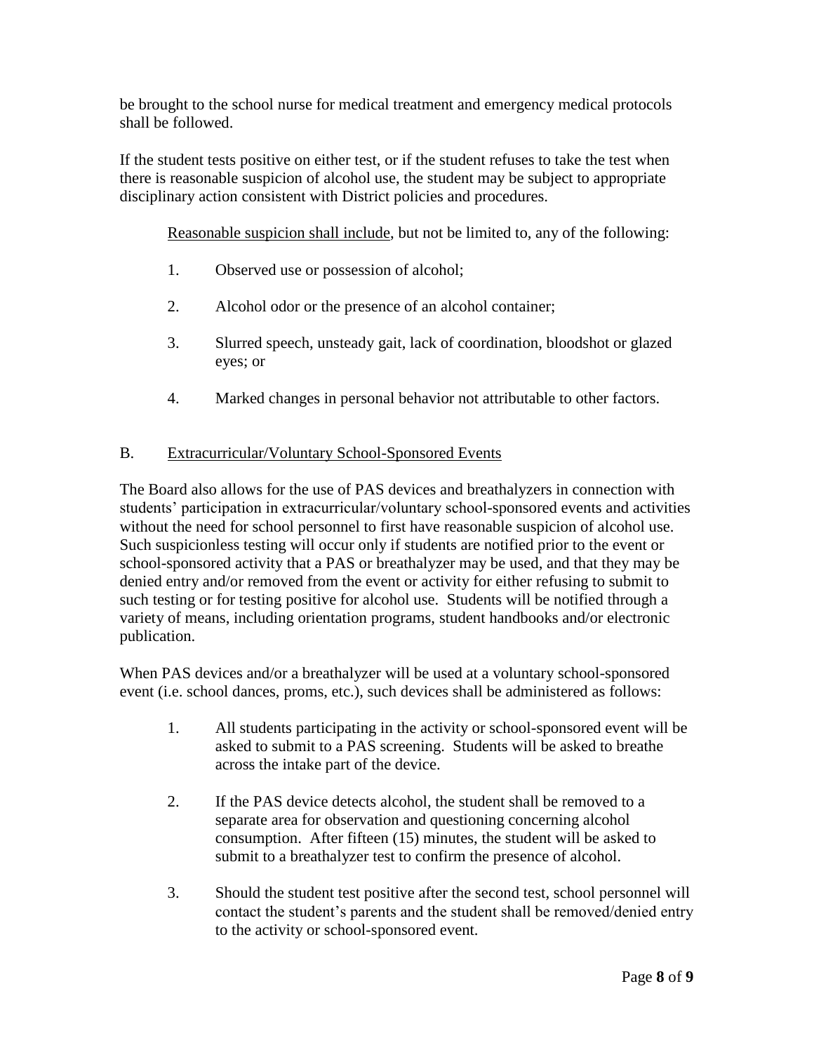be brought to the school nurse for medical treatment and emergency medical protocols shall be followed.

If the student tests positive on either test, or if the student refuses to take the test when there is reasonable suspicion of alcohol use, the student may be subject to appropriate disciplinary action consistent with District policies and procedures.

<u>Reasonable suspicion shall include</u>, but not be limited to, any of the following:

1. Observed use or possession of alcohol;
2. Alcohol odor or the presence of an alcohol container;
3. Slurred speech, unsteady gait, lack of coordination, bloodshot or glazed eyes; or
4. Marked changes in personal behavior not attributable to other factors.

## B. <u>Extracurricular/Voluntary School-Sponsored Events</u>

The Board also allows for the use of PAS devices and breathalyzers in connection with students' participation in extracurricular/voluntary school-sponsored events and activities without the need for school personnel to first have reasonable suspicion of alcohol use. Such suspicionless testing will occur only if students are notified prior to the event or school-sponsored activity that a PAS or breathalyzer may be used, and that they may be denied entry and/or removed from the event or activity for either refusing to submit to such testing or for testing positive for alcohol use. Students will be notified through a variety of means, including orientation programs, student handbooks and/or electronic publication.

When PAS devices and/or a breathalyzer will be used at a voluntary school-sponsored event (i.e. school dances, proms, etc.), such devices shall be administered as follows:

1. All students participating in the activity or school-sponsored event will be asked to submit to a PAS screening. Students will be asked to breathe across the intake part of the device.
2. If the PAS device detects alcohol, the student shall be removed to a separate area for observation and questioning concerning alcohol consumption. After fifteen (15) minutes, the student will be asked to submit to a breathalyzer test to confirm the presence of alcohol.
3. Should the student test positive after the second test, school personnel will contact the student's parents and the student shall be removed/denied entry to the activity or school-sponsored event.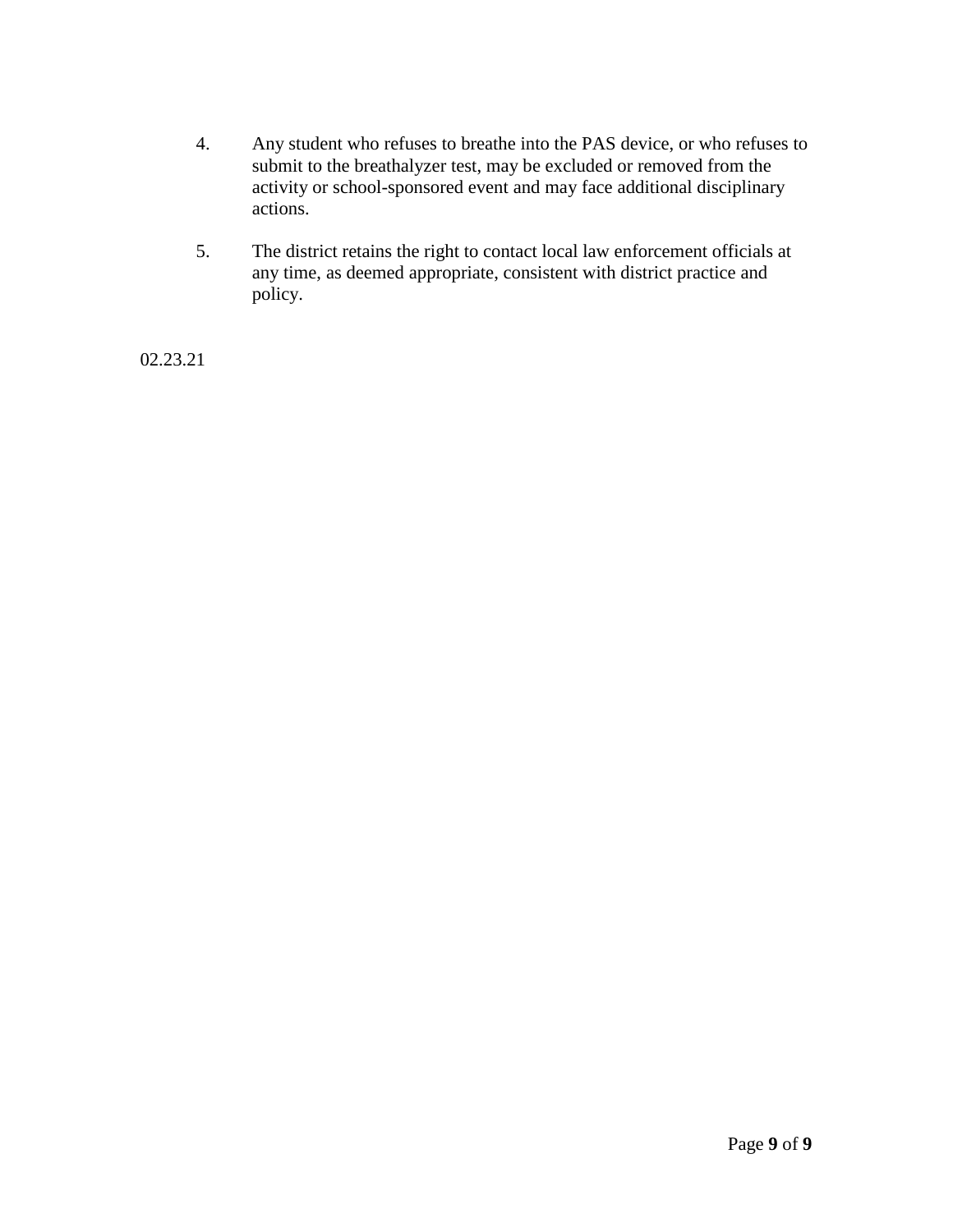4. Any student who refuses to breathe into the PAS device, or who refuses to submit to the breathalyzer test, may be excluded or removed from the activity or school-sponsored event and may face additional disciplinary actions.

5. The district retains the right to contact local law enforcement officials at any time, as deemed appropriate, consistent with district practice and policy.

02.23.21